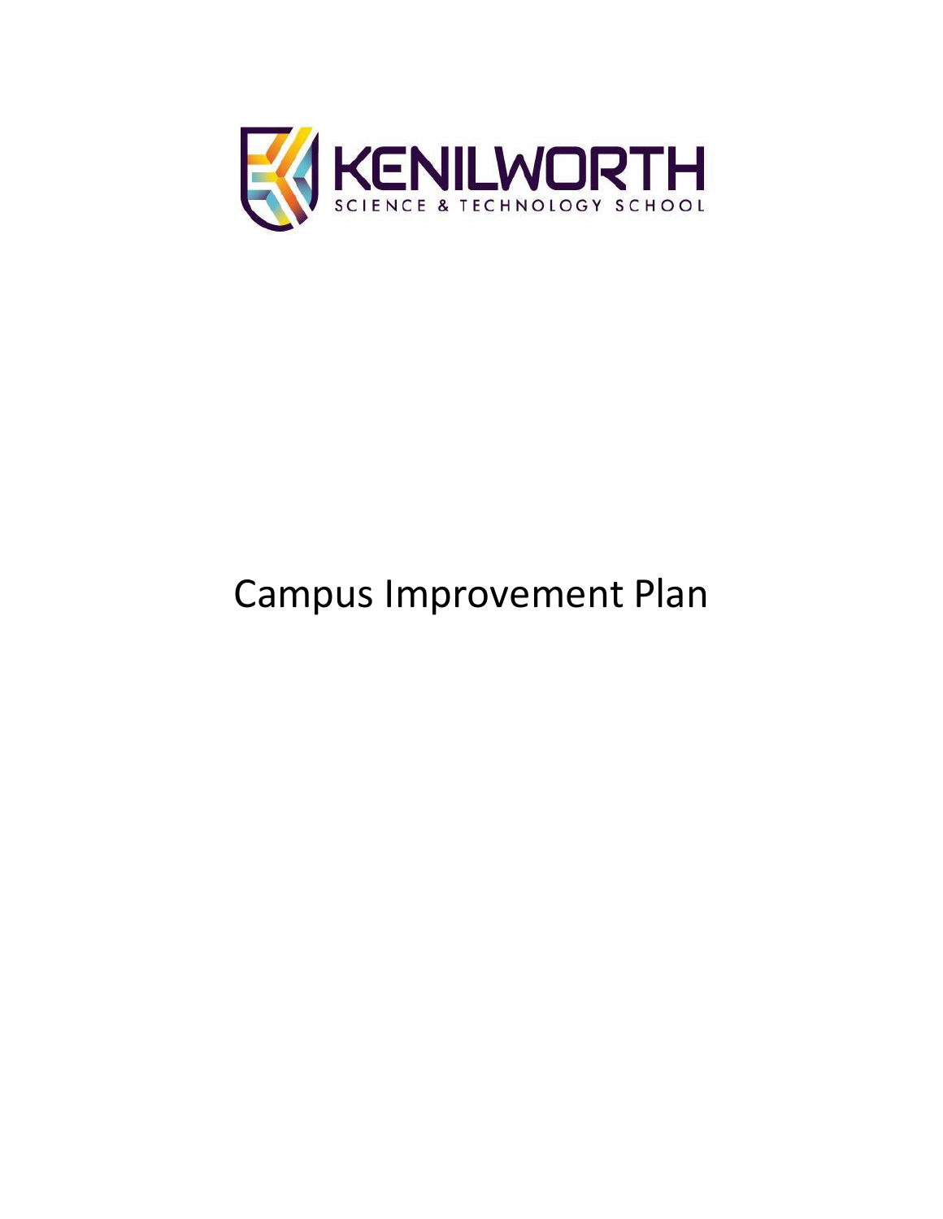KENILWORTH

SCIENCE & TECHNOLOGY SCHOOL

# Campus Improvement Plan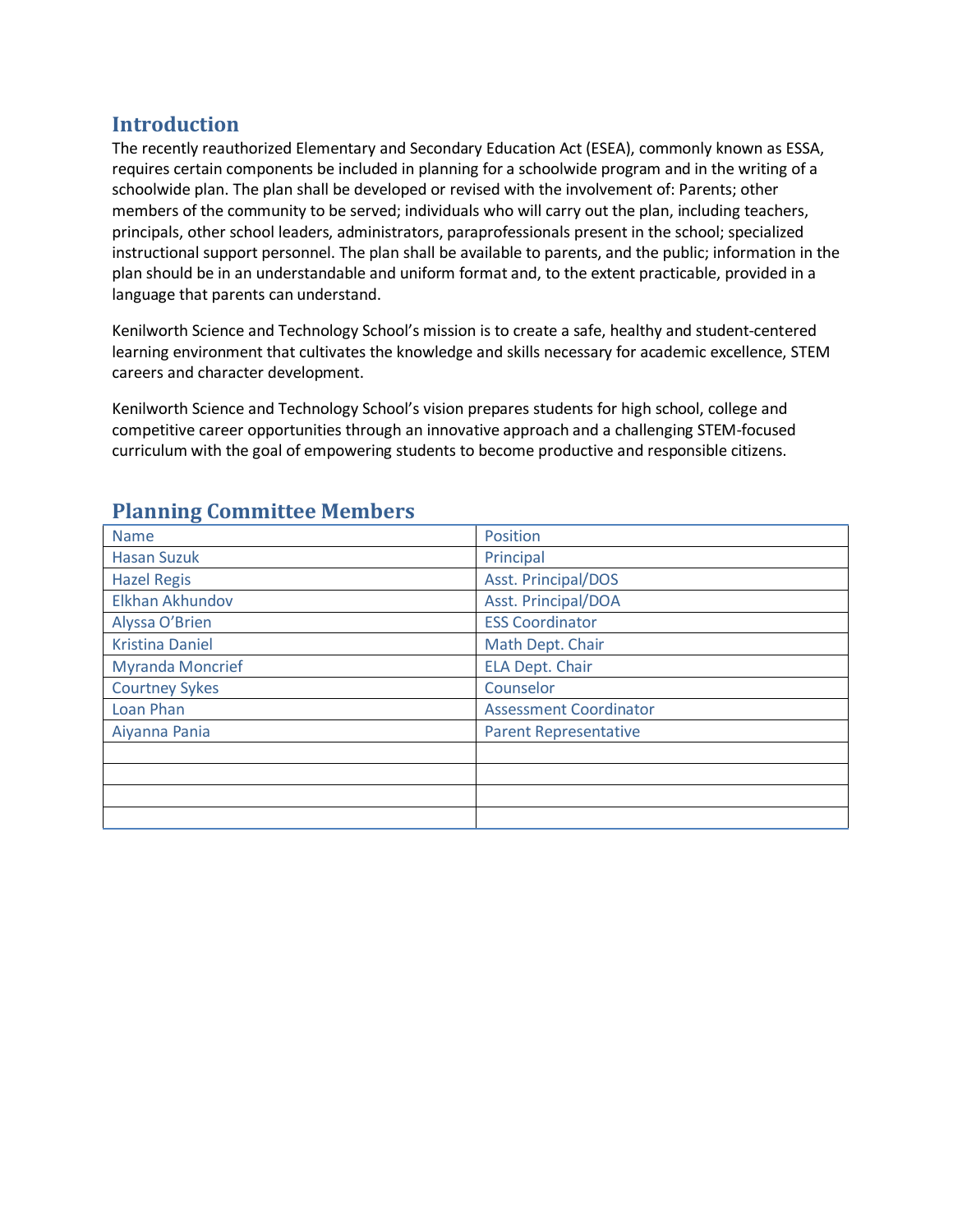## Introduction

The recently reauthorized Elementary and Secondary Education Act (ESEA), commonly known as ESSA, requires certain components be included in planning for a schoolwide program and in the writing of a schoolwide plan. The plan shall be developed or revised with the involvement of: Parents; other members of the community to be served; individuals who will carry out the plan, including teachers, principals, other school leaders, administrators, paraprofessionals present in the school; specialized instructional support personnel. The plan shall be available to parents, and the public; information in the plan should be in an understandable and uniform format and, to the extent practicable, provided in a language that parents can understand.

Kenilworth Science and Technology School's mission is to create a safe, healthy and student-centered learning environment that cultivates the knowledge and skills necessary for academic excellence, STEM careers and character development.

Kenilworth Science and Technology School's vision prepares students for high school, college and competitive career opportunities through an innovative approach and a challenging STEM-focused curriculum with the goal of empowering students to become productive and responsible citizens.

## Planning Committee Members

| Name | Position |
|---|---|
| Hasan Suzuk | Principal |
| Hazel Regis | Asst. Principal/DOS |
| Elkhan Akhundov | Asst. Principal/DOA |
| Alyssa O'Brien | ESS Coordinator |
| Kristina Daniel | Math Dept. Chair |
| Myranda Moncrief | ELA Dept. Chair |
| Courtney Sykes | Counselor |
| Loan Phan | Assessment Coordinator |
| Aiyanna Pania | Parent Representative |
| | |
| | |
| | |
| | |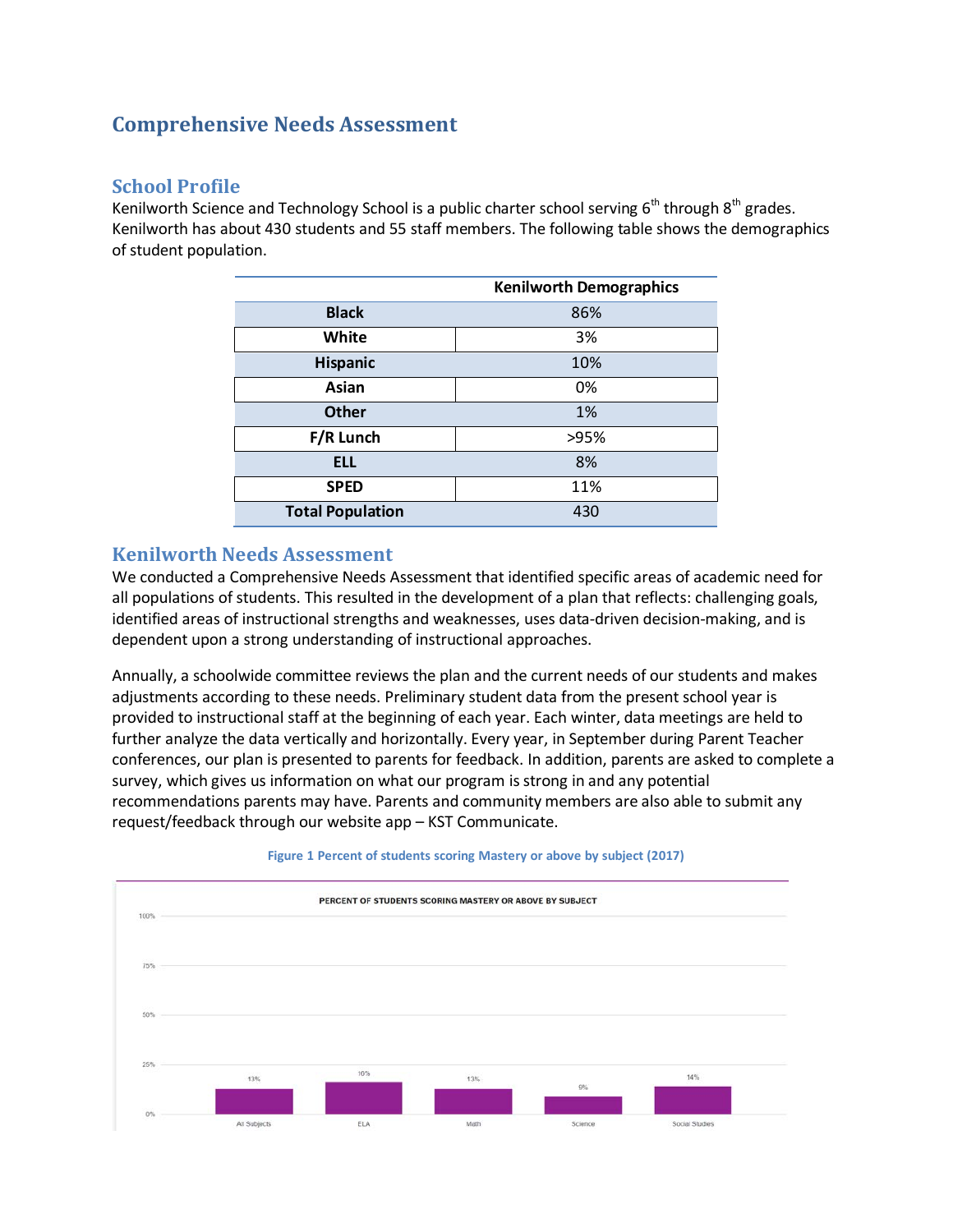# Comprehensive Needs Assessment

## School Profile

Kenilworth Science and Technology School is a public charter school serving 6th through 8th grades. Kenilworth has about 430 students and 55 staff members. The following table shows the demographics of student population.

| | Kenilworth Demographics |
|---|---|
| Black | 86% |
| White | 3% |
| Hispanic | 10% |
| Asian | 0% |
| Other | 1% |
| F/R Lunch | >95% |
| ELL | 8% |
| SPED | 11% |
| Total Population | 430 |

## Kenilworth Needs Assessment

We conducted a Comprehensive Needs Assessment that identified specific areas of academic need for all populations of students. This resulted in the development of a plan that reflects: challenging goals, identified areas of instructional strengths and weaknesses, uses data-driven decision-making, and is dependent upon a strong understanding of instructional approaches.

Annually, a schoolwide committee reviews the plan and the current needs of our students and makes adjustments according to these needs. Preliminary student data from the present school year is provided to instructional staff at the beginning of each year. Each winter, data meetings are held to further analyze the data vertically and horizontally. Every year, in September during Parent Teacher conferences, our plan is presented to parents for feedback. In addition, parents are asked to complete a survey, which gives us information on what our program is strong in and any potential recommendations parents may have. Parents and community members are also able to submit any request/feedback through our website app – KST Communicate.

Figure 1 Percent of students scoring Mastery or above by subject (2017)

PERCENT OF STUDENTS SCORING MASTERY OR ABOVE BY SUBJECT

| All Subjects | ELA | Math | Science | Social Studies |
|---|---|---|---|---|
| 13% | 16% | 13% | 9% | 14% |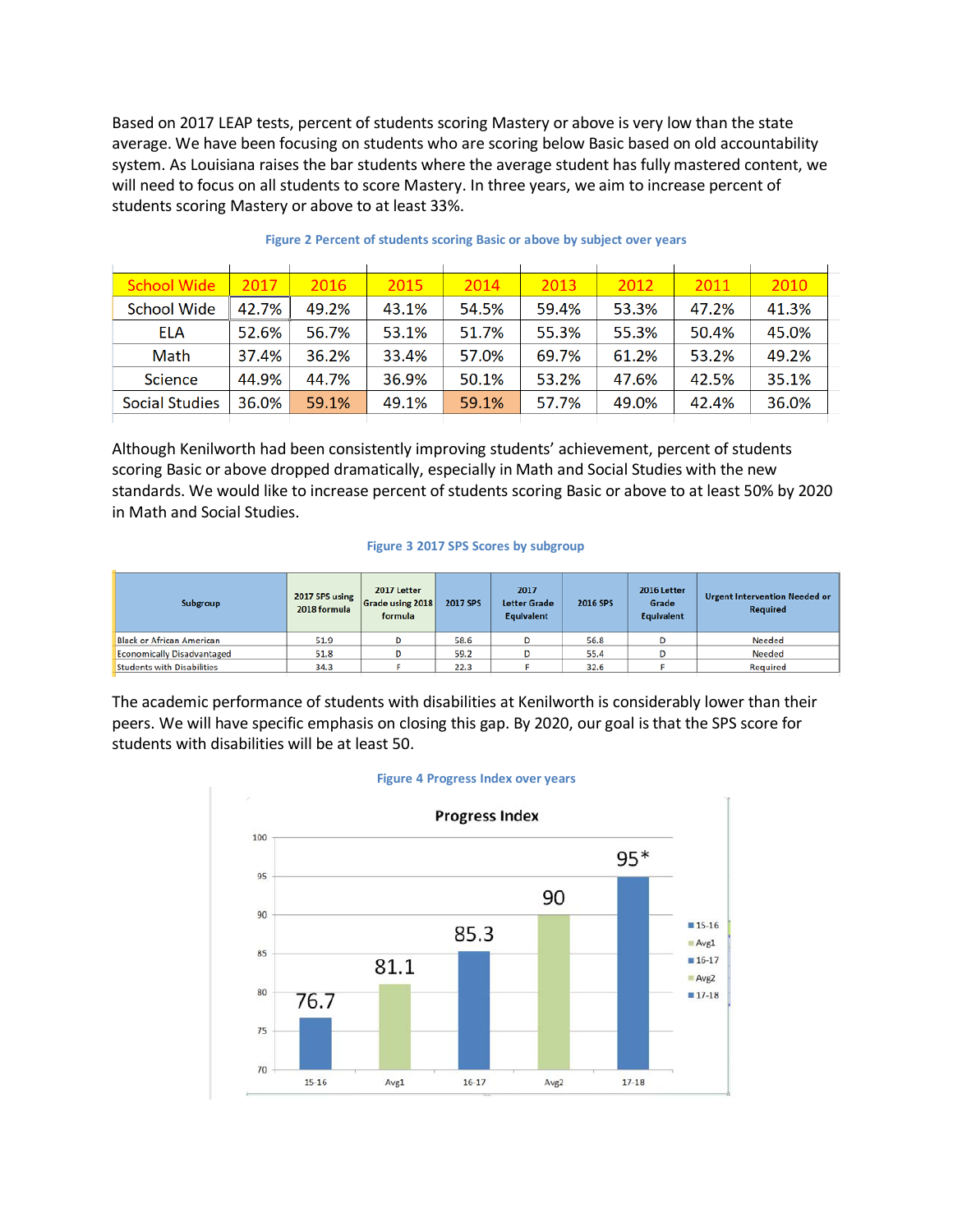Based on 2017 LEAP tests, percent of students scoring Mastery or above is very low than the state average. We have been focusing on students who are scoring below Basic based on old accountability system. As Louisiana raises the bar students where the average student has fully mastered content, we will need to focus on all students to score Mastery. In three years, we aim to increase percent of students scoring Mastery or above to at least 33%.

Figure 2 Percent of students scoring Basic or above by subject over years

| School Wide | 2017 | 2016 | 2015 | 2014 | 2013 | 2012 | 2011 | 2010 |
|---|---|---|---|---|---|---|---|---|
| School Wide | 42.7% | 49.2% | 43.1% | 54.5% | 59.4% | 53.3% | 47.2% | 41.3% |
| ELA | 52.6% | 56.7% | 53.1% | 51.7% | 55.3% | 55.3% | 50.4% | 45.0% |
| Math | 37.4% | 36.2% | 33.4% | 57.0% | 69.7% | 61.2% | 53.2% | 49.2% |
| Science | 44.9% | 44.7% | 36.9% | 50.1% | 53.2% | 47.6% | 42.5% | 35.1% |
| Social Studies | 36.0% | 59.1% | 49.1% | 59.1% | 57.7% | 49.0% | 42.4% | 36.0% |

Although Kenilworth had been consistently improving students' achievement, percent of students scoring Basic or above dropped dramatically, especially in Math and Social Studies with the new standards. We would like to increase percent of students scoring Basic or above to at least 50% by 2020 in Math and Social Studies.

Figure 3 2017 SPS Scores by subgroup

| Subgroup | 2017 SPS using 2018 formula | 2017 Letter Grade using 2018 formula | 2017 SPS | 2017 Letter Grade Equivalent | 2016 SPS | 2016 Letter Grade Equivalent | Urgent Intervention Needed or Required |
|---|---|---|---|---|---|---|---|
| Black or African American | 51.9 | D | 58.6 | D | 56.8 | D | Needed |
| Economically Disadvantaged | 51.8 | D | 59.2 | D | 55.4 | D | Needed |
| Students with Disabilities | 34.3 | F | 22.3 | F | 32.6 | F | Required |

The academic performance of students with disabilities at Kenilworth is considerably lower than their peers. We will have specific emphasis on closing this gap. By 2020, our goal is that the SPS score for students with disabilities will be at least 50.

Figure 4 Progress Index over years

**Progress Index**

| | 15-16 | Avg1 | 16-17 | Avg2 | 17-18 |
|---|---|---|---|---|---|
| Progress Index | 76.7 | 81.1 | 85.3 | 90 | 95* |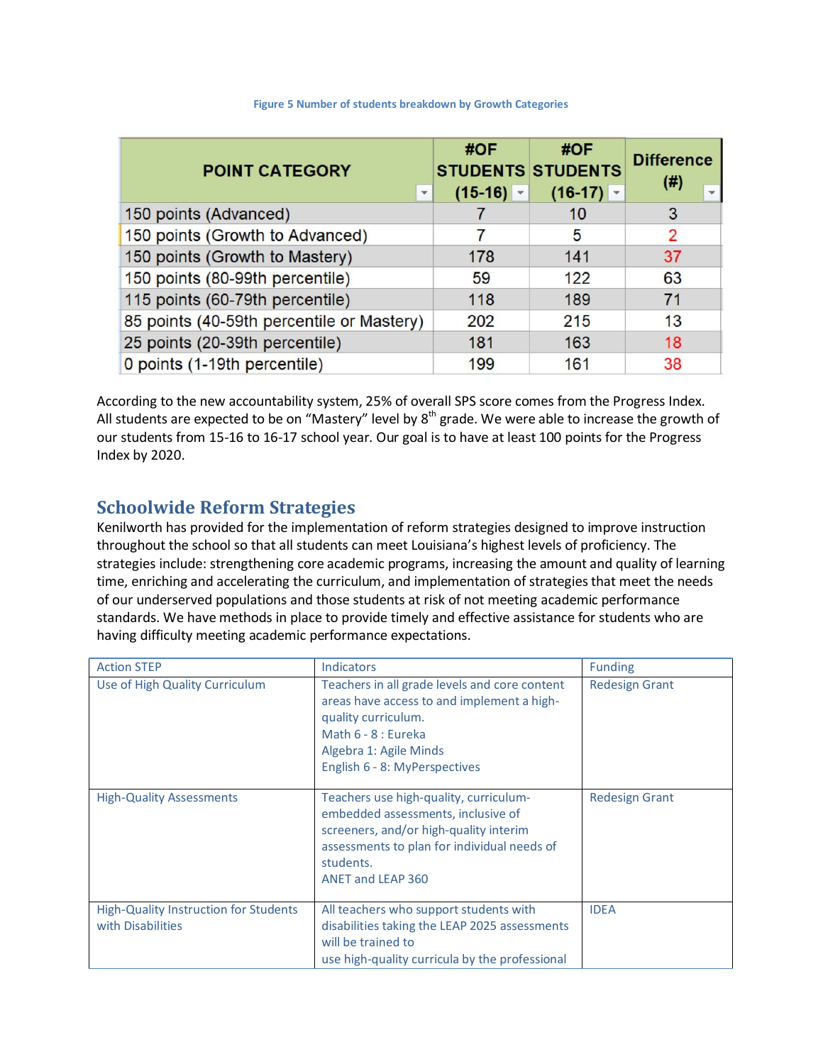Figure 5 Number of students breakdown by Growth Categories

| POINT CATEGORY | #OF STUDENTS (15-16) | #OF STUDENTS (16-17) | Difference (#) |
|---|---|---|---|
| 150 points (Advanced) | 7 | 10 | 3 |
| 150 points (Growth to Advanced) | 7 | 5 | 2 |
| 150 points (Growth to Mastery) | 178 | 141 | 37 |
| 150 points (80-99th percentile) | 59 | 122 | 63 |
| 115 points (60-79th percentile) | 118 | 189 | 71 |
| 85 points (40-59th percentile or Mastery) | 202 | 215 | 13 |
| 25 points (20-39th percentile) | 181 | 163 | 18 |
| 0 points (1-19th percentile) | 199 | 161 | 38 |

According to the new accountability system, 25% of overall SPS score comes from the Progress Index. All students are expected to be on "Mastery" level by 8th grade. We were able to increase the growth of our students from 15-16 to 16-17 school year. Our goal is to have at least 100 points for the Progress Index by 2020.

## Schoolwide Reform Strategies

Kenilworth has provided for the implementation of reform strategies designed to improve instruction throughout the school so that all students can meet Louisiana's highest levels of proficiency. The strategies include: strengthening core academic programs, increasing the amount and quality of learning time, enriching and accelerating the curriculum, and implementation of strategies that meet the needs of our underserved populations and those students at risk of not meeting academic performance standards. We have methods in place to provide timely and effective assistance for students who are having difficulty meeting academic performance expectations.

| Action STEP | Indicators | Funding |
|---|---|---|
| Use of High Quality Curriculum | Teachers in all grade levels and core content areas have access to and implement a high-quality curriculum.<br>Math 6 - 8 : Eureka<br>Algebra 1: Agile Minds<br>English 6 - 8: MyPerspectives | Redesign Grant |
| High-Quality Assessments | Teachers use high-quality, curriculum-embedded assessments, inclusive of screeners, and/or high-quality interim assessments to plan for individual needs of students.<br>ANET and LEAP 360 | Redesign Grant |
| High-Quality Instruction for Students with Disabilities | All teachers who support students with disabilities taking the LEAP 2025 assessments will be trained to use high-quality curricula by the professional | IDEA |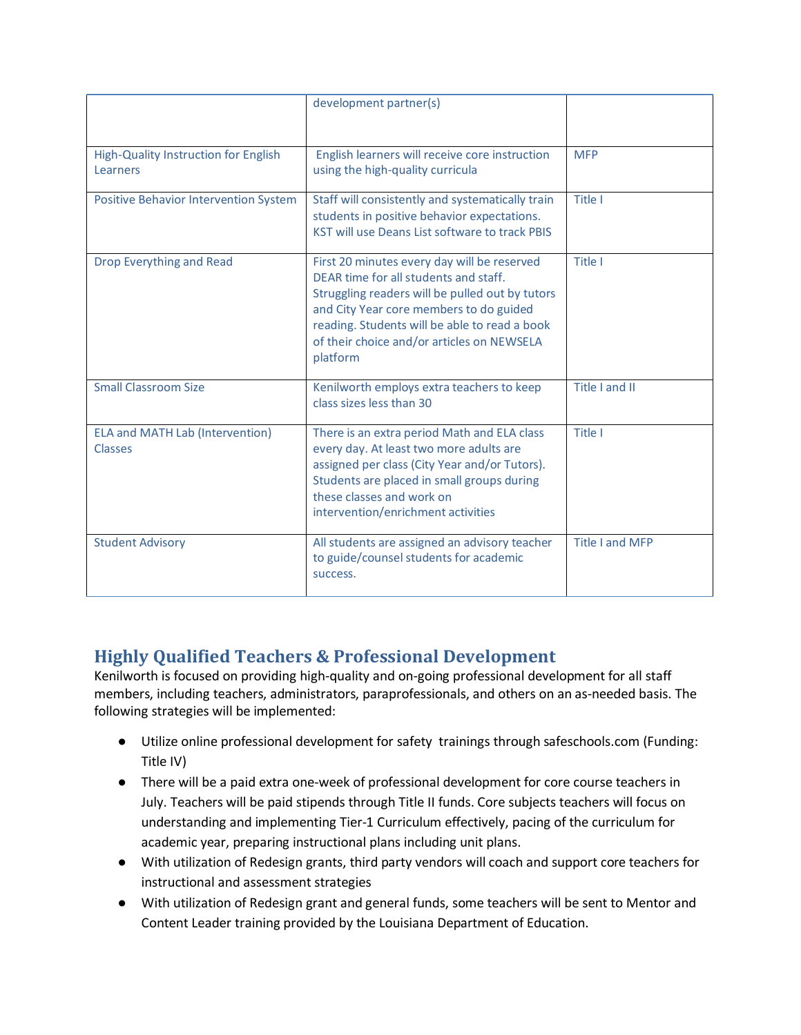| | development partner(s) | |
|---|---|---|
| High-Quality Instruction for English Learners | English learners will receive core instruction using the high-quality curricula | MFP |
| Positive Behavior Intervention System | Staff will consistently and systematically train students in positive behavior expectations. KST will use Deans List software to track PBIS | Title I |
| Drop Everything and Read | First 20 minutes every day will be reserved DEAR time for all students and staff. Struggling readers will be pulled out by tutors and City Year core members to do guided reading. Students will be able to read a book of their choice and/or articles on NEWSELA platform | Title I |
| Small Classroom Size | Kenilworth employs extra teachers to keep class sizes less than 30 | Title I and II |
| ELA and MATH Lab (Intervention) Classes | There is an extra period Math and ELA class every day. At least two more adults are assigned per class (City Year and/or Tutors). Students are placed in small groups during these classes and work on intervention/enrichment activities | Title I |
| Student Advisory | All students are assigned an advisory teacher to guide/counsel students for academic success. | Title I and MFP |

## Highly Qualified Teachers & Professional Development

Kenilworth is focused on providing high-quality and on-going professional development for all staff members, including teachers, administrators, paraprofessionals, and others on an as-needed basis. The following strategies will be implemented:

- Utilize online professional development for safety trainings through safeschools.com (Funding: Title IV)
- There will be a paid extra one-week of professional development for core course teachers in July. Teachers will be paid stipends through Title II funds. Core subjects teachers will focus on understanding and implementing Tier-1 Curriculum effectively, pacing of the curriculum for academic year, preparing instructional plans including unit plans.
- With utilization of Redesign grants, third party vendors will coach and support core teachers for instructional and assessment strategies
- With utilization of Redesign grant and general funds, some teachers will be sent to Mentor and Content Leader training provided by the Louisiana Department of Education.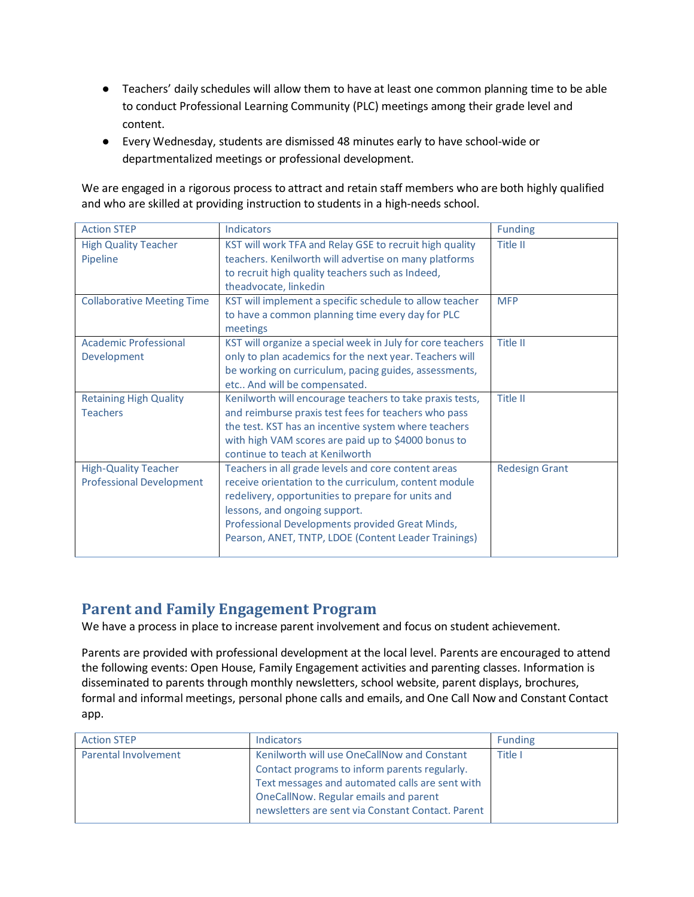- Teachers' daily schedules will allow them to have at least one common planning time to be able to conduct Professional Learning Community (PLC) meetings among their grade level and content.
- Every Wednesday, students are dismissed 48 minutes early to have school-wide or departmentalized meetings or professional development.

We are engaged in a rigorous process to attract and retain staff members who are both highly qualified and who are skilled at providing instruction to students in a high-needs school.

| Action STEP | Indicators | Funding |
| --- | --- | --- |
| High Quality Teacher Pipeline | KST will work TFA and Relay GSE to recruit high quality teachers. Kenilworth will advertise on many platforms to recruit high quality teachers such as Indeed, theadvocate, linkedin | Title II |
| Collaborative Meeting Time | KST will implement a specific schedule to allow teacher to have a common planning time every day for PLC meetings | MFP |
| Academic Professional Development | KST will organize a special week in July for core teachers only to plan academics for the next year. Teachers will be working on curriculum, pacing guides, assessments, etc.. And will be compensated. | Title II |
| Retaining High Quality Teachers | Kenilworth will encourage teachers to take praxis tests, and reimburse praxis test fees for teachers who pass the test. KST has an incentive system where teachers with high VAM scores are paid up to $4000 bonus to continue to teach at Kenilworth | Title II |
| High-Quality Teacher Professional Development | Teachers in all grade levels and core content areas receive orientation to the curriculum, content module redelivery, opportunities to prepare for units and lessons, and ongoing support. Professional Developments provided Great Minds, Pearson, ANET, TNTP, LDOE (Content Leader Trainings) | Redesign Grant |

## Parent and Family Engagement Program

We have a process in place to increase parent involvement and focus on student achievement.

Parents are provided with professional development at the local level. Parents are encouraged to attend the following events: Open House, Family Engagement activities and parenting classes. Information is disseminated to parents through monthly newsletters, school website, parent displays, brochures, formal and informal meetings, personal phone calls and emails, and One Call Now and Constant Contact app.

| Action STEP | Indicators | Funding |
| --- | --- | --- |
| Parental Involvement | Kenilworth will use OneCallNow and Constant Contact programs to inform parents regularly. Text messages and automated calls are sent with OneCallNow. Regular emails and parent newsletters are sent via Constant Contact. Parent | Title I |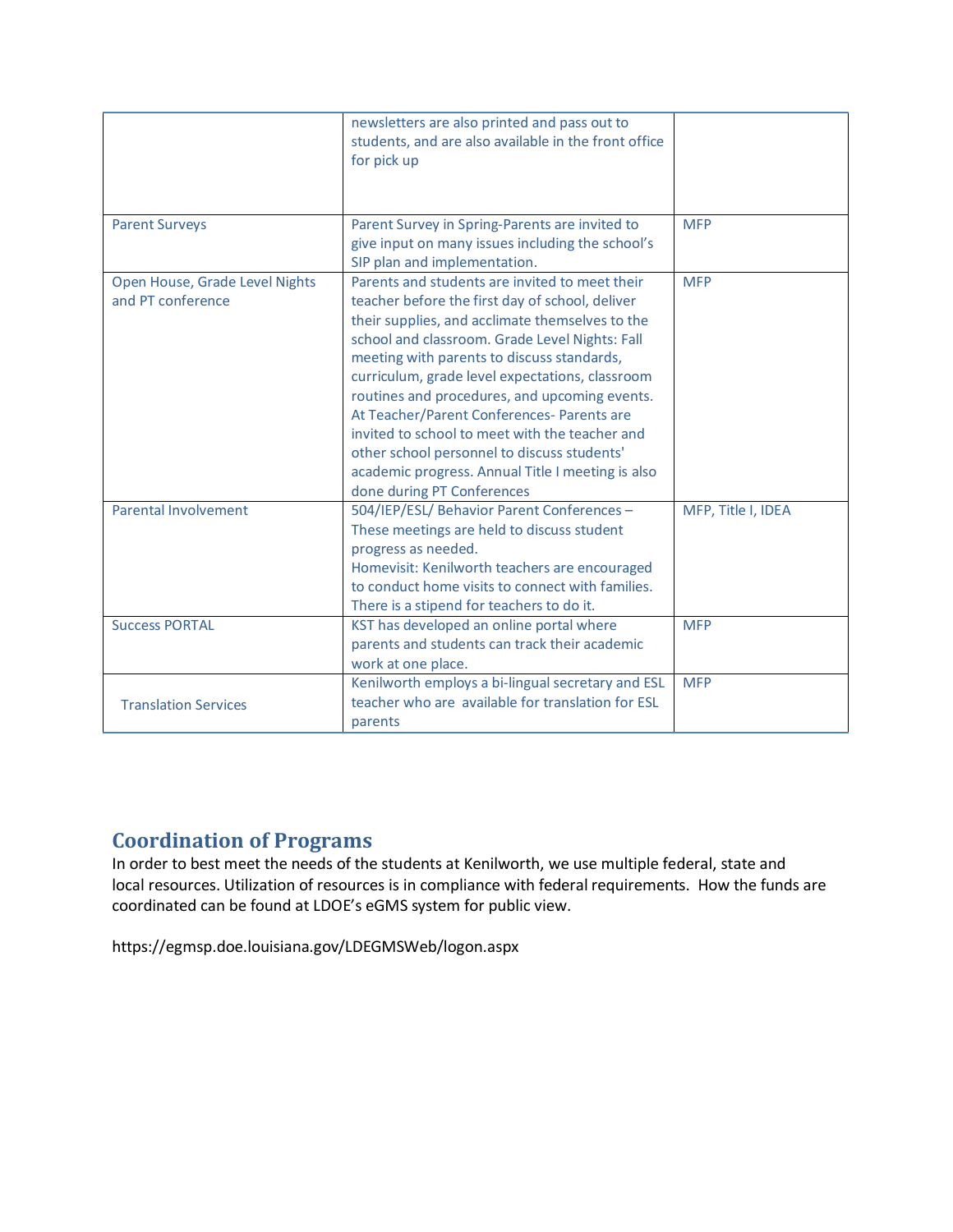| | | |
|---|---|---|
| | newsletters are also printed and pass out to students, and are also available in the front office for pick up | |
| Parent Surveys | Parent Survey in Spring-Parents are invited to give input on many issues including the school's SIP plan and implementation. | MFP |
| Open House, Grade Level Nights and PT conference | Parents and students are invited to meet their teacher before the first day of school, deliver their supplies, and acclimate themselves to the school and classroom. Grade Level Nights: Fall meeting with parents to discuss standards, curriculum, grade level expectations, classroom routines and procedures, and upcoming events. At Teacher/Parent Conferences- Parents are invited to school to meet with the teacher and other school personnel to discuss students' academic progress. Annual Title I meeting is also done during PT Conferences | MFP |
| Parental Involvement | 504/IEP/ESL/ Behavior Parent Conferences – These meetings are held to discuss student progress as needed.<br>Homevisit: Kenilworth teachers are encouraged to conduct home visits to connect with families. There is a stipend for teachers to do it. | MFP, Title I, IDEA |
| Success PORTAL | KST has developed an online portal where parents and students can track their academic work at one place. | MFP |
| Translation Services | Kenilworth employs a bi-lingual secretary and ESL teacher who are available for translation for ESL parents | MFP |

## Coordination of Programs

In order to best meet the needs of the students at Kenilworth, we use multiple federal, state and local resources. Utilization of resources is in compliance with federal requirements. How the funds are coordinated can be found at LDOE's eGMS system for public view.

https://egmsp.doe.louisiana.gov/LDEGMSWeb/logon.aspx